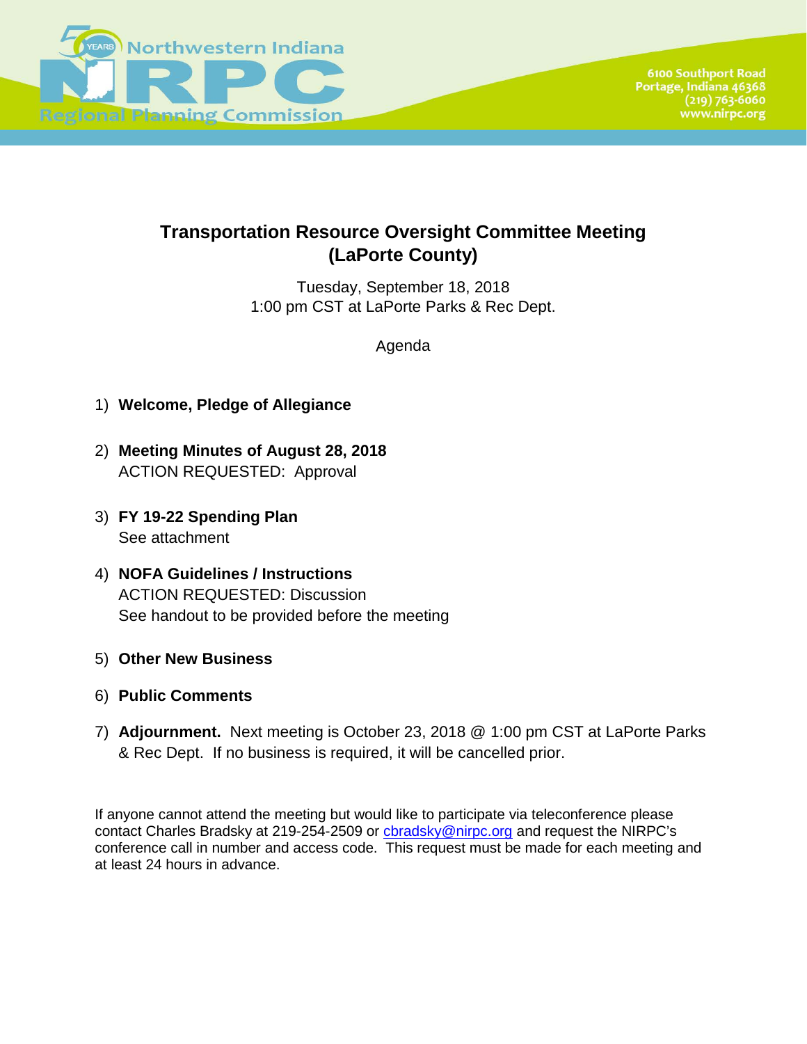Northwestern Indiana
**NIRPC**
Regional Planning Commission

6100 Southport Road
Portage, Indiana 46368
(219) 763-6060
www.nirpc.org

## Transportation Resource Oversight Committee Meeting (LaPorte County)

Tuesday, September 18, 2018
1:00 pm CST at LaPorte Parks & Rec Dept.

Agenda

1) **Welcome, Pledge of Allegiance**

2) **Meeting Minutes of August 28, 2018**
   ACTION REQUESTED: Approval

3) **FY 19-22 Spending Plan**
   See attachment

4) **NOFA Guidelines / Instructions**
   ACTION REQUESTED: Discussion
   See handout to be provided before the meeting

5) **Other New Business**

6) **Public Comments**

7) **Adjournment.** Next meeting is October 23, 2018 @ 1:00 pm CST at LaPorte Parks & Rec Dept. If no business is required, it will be cancelled prior.

If anyone cannot attend the meeting but would like to participate via teleconference please contact Charles Bradsky at 219-254-2509 or cbradsky@nirpc.org and request the NIRPC's conference call in number and access code. This request must be made for each meeting and at least 24 hours in advance.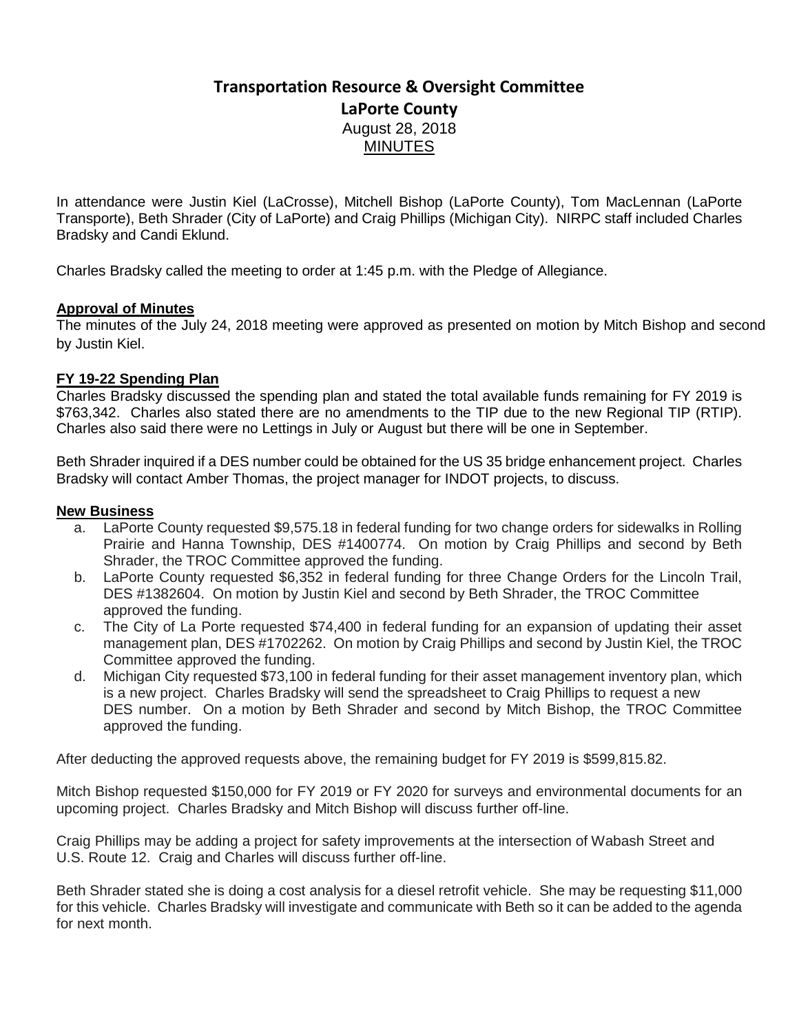# Transportation Resource & Oversight Committee

## LaPorte County

August 28, 2018

MINUTES

In attendance were Justin Kiel (LaCrosse), Mitchell Bishop (LaPorte County), Tom MacLennan (LaPorte Transporte), Beth Shrader (City of LaPorte) and Craig Phillips (Michigan City). NIRPC staff included Charles Bradsky and Candi Eklund.

Charles Bradsky called the meeting to order at 1:45 p.m. with the Pledge of Allegiance.

### Approval of Minutes

The minutes of the July 24, 2018 meeting were approved as presented on motion by Mitch Bishop and second by Justin Kiel.

### FY 19-22 Spending Plan

Charles Bradsky discussed the spending plan and stated the total available funds remaining for FY 2019 is $763,342. Charles also stated there are no amendments to the TIP due to the new Regional TIP (RTIP). Charles also said there were no Lettings in July or August but there will be one in September.

Beth Shrader inquired if a DES number could be obtained for the US 35 bridge enhancement project. Charles Bradsky will contact Amber Thomas, the project manager for INDOT projects, to discuss.

### New Business

a. LaPorte County requested $9,575.18 in federal funding for two change orders for sidewalks in Rolling Prairie and Hanna Township, DES #1400774. On motion by Craig Phillips and second by Beth Shrader, the TROC Committee approved the funding.
b. LaPorte County requested $6,352 in federal funding for three Change Orders for the Lincoln Trail, DES #1382604. On motion by Justin Kiel and second by Beth Shrader, the TROC Committee approved the funding.
c. The City of La Porte requested $74,400 in federal funding for an expansion of updating their asset management plan, DES #1702262. On motion by Craig Phillips and second by Justin Kiel, the TROC Committee approved the funding.
d. Michigan City requested $73,100 in federal funding for their asset management inventory plan, which is a new project. Charles Bradsky will send the spreadsheet to Craig Phillips to request a new DES number. On a motion by Beth Shrader and second by Mitch Bishop, the TROC Committee approved the funding.

After deducting the approved requests above, the remaining budget for FY 2019 is $599,815.82.

Mitch Bishop requested $150,000 for FY 2019 or FY 2020 for surveys and environmental documents for an upcoming project. Charles Bradsky and Mitch Bishop will discuss further off-line.

Craig Phillips may be adding a project for safety improvements at the intersection of Wabash Street and U.S. Route 12. Craig and Charles will discuss further off-line.

Beth Shrader stated she is doing a cost analysis for a diesel retrofit vehicle. She may be requesting $11,000 for this vehicle. Charles Bradsky will investigate and communicate with Beth so it can be added to the agenda for next month.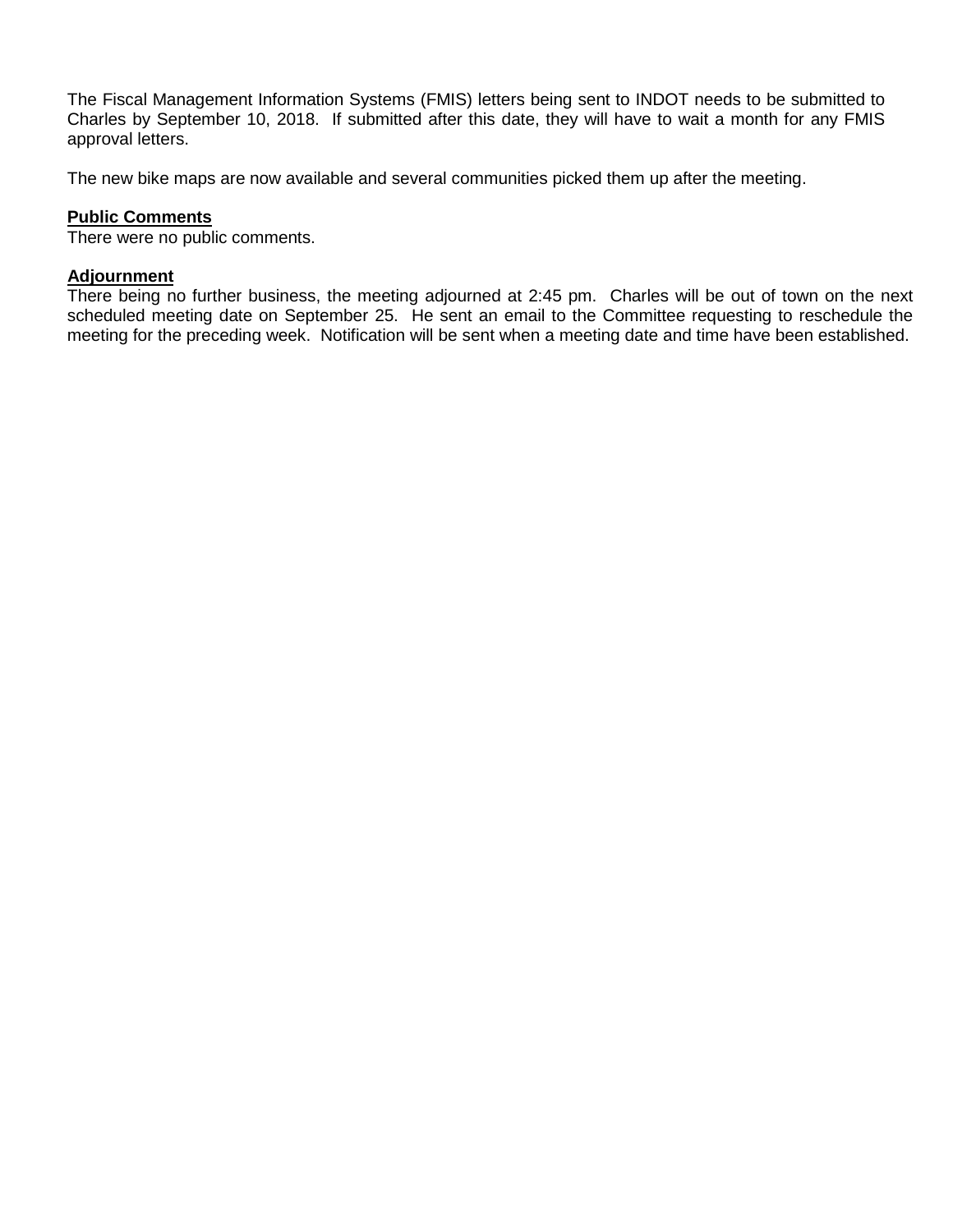The Fiscal Management Information Systems (FMIS) letters being sent to INDOT needs to be submitted to Charles by September 10, 2018. If submitted after this date, they will have to wait a month for any FMIS approval letters.

The new bike maps are now available and several communities picked them up after the meeting.

**Public Comments**
There were no public comments.

**Adjournment**
There being no further business, the meeting adjourned at 2:45 pm. Charles will be out of town on the next scheduled meeting date on September 25. He sent an email to the Committee requesting to reschedule the meeting for the preceding week. Notification will be sent when a meeting date and time have been established.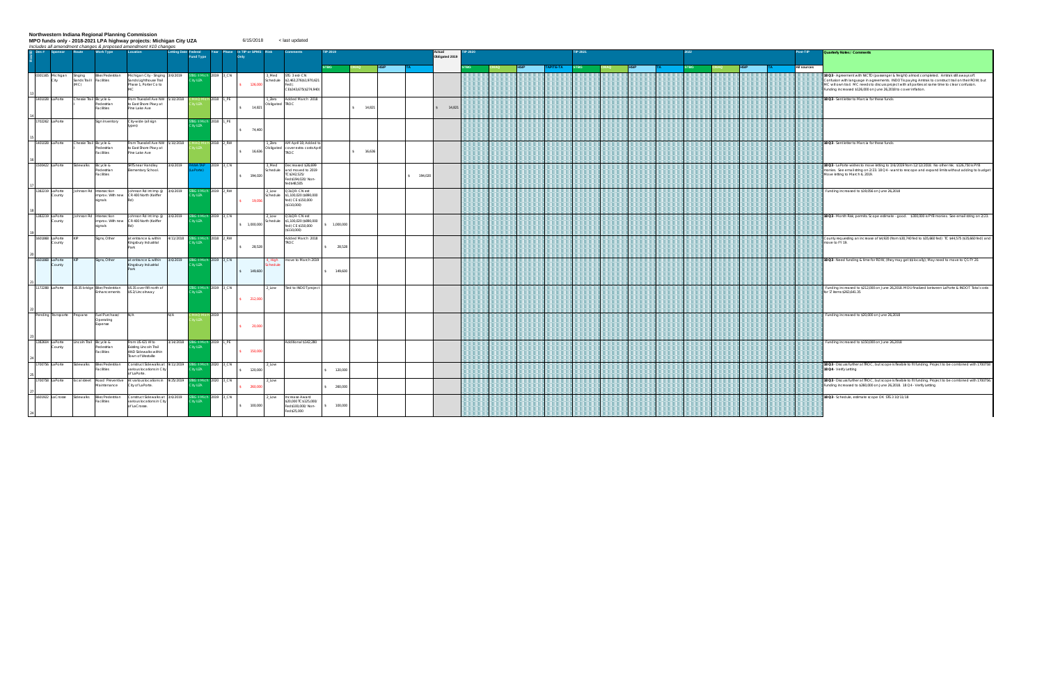**Northwestern Indiana Regional Planning Commission**

**MPO funds only - 2018-2021 LPA highway projects: Michigan City UZA** 6/15/2018 < last updated

*includes all amendment changes & proposed amendment #10 changes*

| Row | Des # | Sponsor | Route | Work Type | Location | Letting Date | Federal Fund Type | Year | Phase | In TIP or SPMS Only | Risk | Comments | TIP 2019 STBG | TIP 2019 CMAQ | TIP 2019 HSIP | TIP 2019 TA | Actual Obligated 2019 | TIP 2020 STBG | TIP 2020 CMAQ | TIP 2020 HSIP | TIP 2020 TAP/TE-TA | TIP 2021 STBG | TIP 2021 CMAQ | TIP 2021 HSIP | TIP 2021 TA | 2022 STBG | 2022 CMAQ | 2022 HSIP | 2022 TA | Post-TIP All sources | Quarterly Notes / Comments |
|---|---|---|---|---|---|---|---|---|---|---|---|---|---|---|---|---|---|---|---|---|---|---|---|---|---|---|---|---|---|---|---|
| 13 | 0301165 | Michigan City | Singing Sands Trail (MC) | Bike/Pedestrian Facilities | Michigan City - Singing Sands Lighthouse Trail Phase 1, Porter Co to MC | 3/6/2019 | STBG II MiCh City UZA | 2019 | 3_CN | $ 126,000 | 3_Med Schedule | STG 3 est- CN $2,463,276($1,970,621 Fed); CE$343,675($274,940) | | | | | | | | | | | | | | | | | | | 18 Q3 - Agreement with NICTD (passenger & freight) almost completed. Amtrak still away on it. Confusion with language in agreements. INDOT is paying Amtrak to construct trail on their ROW, but MC will own trail. MC needs to discuss project with all parties at same time to clear confusion. Funding increased $126,000 on June 26,2018 to cover inflation. |
| 14 | 1401028 | LaPorte | Chessie Trail | Bicycle & Pedestrian Facilities | From Truesdell Ave NW to East Shore Pkwy at Pine Lake Ave | 5/10/2018 | CMAQ MiCh City UZA | 2018 | 1_PE | $ 14,821 | 1_Zero Obligated | Added March 2018 TRDC | | $ 14,821 | | | $ 14,821 | | | | | | | | | | | | | | 18 Q3 - Sent letter to Marcia for these funds |
| 15 | 1702262 | LaPorte | | Sign Inventory | City-wide (all sign types) | | STBG II MiCh City UZA | 2018 | 1_PE | $ 74,400 | | | | | | | | | | | | | | | | | | | | | |
| 16 | 1401028 | LaPorte | Chessie Trail | Bicycle & Pedestrian Facilities | From Truesdell Ave NW to East Shore Pkwy at Pine Lake Ave | 5/10/2018 | CMAQ MiCh City UZA | 2018 | 2_RW | $ 16,636 | 1_Zero Obligated | AM April 18; Added to cover extra costs April TRDC | | $ 16,636 | | | | | | | | | | | | | | | | | 18 Q3 - Sent letter to Marcia for these funds |
| 17 | 1500422 | LaPorte | Sidewalks | Bicycle & Pedestrian Facilities | SRTS near Handley Elementary School | 3/6/2019 | MWA TAP (LaPorte) | 2019 | 3_CN | $ 194,020 | 3_Med Schedule | Decreased $26,699 and moved to 2019 TC $242,525/ Fed $194,020/ Non-fed $48,505 | | | | $ 194,020 | | | | | | | | | | | | | | | 18 Q3 - LaPorte wishes to move letting to 3/6/2019 from 12/12/2018. No other risk. $126,750 in FY8 monies. See email string on 2/23. 18 Q4 - want to rescope and expand limits without adding to budget. Move letting to March 6, 2019. |
| 18 | 1382219 | LaPorte County | Johnson Rd | Intersection Improv. With new signals | Johnson Rd Int Imp @ CR 400 North (Keiffer Rd) | 3/6/2019 | STBG II MiCh City UZA | 2019 | 2_RW | $ 19,056 | 2_Low Schedule | 0 SL(R- CN est $1,100,020 ($890,000 fed) CE $150,000 ($110,000) | | | | | | | | | | | | | | | | | | | Funding increased to $19,056 on June 26,2018 |
| 19 | 1382219 | LaPorte County | Johnson Rd | Intersection Improv. With new signals | Johnson Rd Int Imp @ CR 400 North (Keiffer Rd) | 3/6/2019 | STBG II MiCh City UZA | 2019 | 3_CN | $ 1,000,000 | 2_Low Schedule | 0 SL(R- CN est $1,100,020 ($890,000 fed) CE $150,000 ($110,000) | $ 1,000,000 | | | | | | | | | | | | | | | | | | 18 Q3 - Month Risk; permits. Scope estimate - good. $300,000 in FY8 monies. See email string on 2/23. |
| 20 | 1601868 | LaPorte County | KIP | Signs, Other | at entrance & within Kingsbury Industrial Park | 4/11/2018 | STBG II MiCh City UZA | 2018 | 2_RW | $ 28,528 | | Added March 2018 TRDC | $ 28,528 | | | | | | | | | | | | | | | | | | County requesting an increase of $4,920 (from $30,740 fed to $35,660 fed) TC $44,575 ($35,660 fed) and move to FY 18. |
| 21 | 1601868 | LaPorte County | KIP | Signs, Other | at entrance & within Kingsbury Industrial Park | 3/6/2019 | STBG II MiCh City UZA | 2019 | 3_CN | $ 149,600 | 4_High Schedule | move to March 2019 | $ 149,600 | | | | | | | | | | | | | | | | | | 18 Q3 - Need funding & time for ROW. (they may get $$ locally); May need to move to Q1 FY 20. |
| 22 | 1172288 | LaPorte | US 35 bridge | Bike/Pedestrian Enhancements | US 35 over RR north of US 2/Lincolnway | | STBG II MiCh City UZA | 2019 | 3_CN | $ 212,000 | 2_Low | Tied to INDOT project | | | | | | | | | | | | | | | | | | | Funding increased to $212,000 on June 26,2018. MOU finalized between LaPorte & INDOT Total costs for 'Z' items $263,641.35 |
| 23 | Pending | TransPorte | Propane | Fuel Purchase/ Operating Expense | N/A | N/A | CMAQ MiCh City UZA | 2019 | | $ 20,000 | | | | | | | | | | | | | | | | | | | | | Funding increased to $20,000 on June 26,2018 |
| 24 | 1382604 | LaPorte County | Lincoln Trail | Bicycle & Pedestrian Facilities | From US 421 W to Existing Lincoln Trail AND Sidewalks within Town of Westville | 3/14/2018 | STBG II MiCh City UZA | 2019 | 1_PE | $ 150,000 | | Additional $342,280 | | | | | | | | | | | | | | | | | | | Funding increased to $150,000 on June 26,2018 |
| 25 | 1700756 | LaPorte | Sidewalks | Bike/Pedestrian Facilities | Construct Sidewalks at various locations in City of LaPorte. | 9/11/2019 | STBG II MiCh City UZA | 2020 | 3_CN | $ 120,000 | 2_Low | | $ 120,000 | | | | | | | | | | | | | | | | | | 18 Q3 - Discuss further at TROC, but scope is flexible to fit funding. Project to be combined with 1700758 18 Q4 - Verify Letting |
| 27 | 1700758 | LaPorte | Local street | Road Preventive Maintenance | At various locations in City of LaPorte. | 9/25/2019 | STBG II MiCh City UZA | 2020 | 3_CN | $ 260,000 | 2_Low | | $ 260,000 | | | | | | | | | | | | | | | | | | 18 Q3 - Discuss further at TROC, but scope is flexible to fit funding. Project to be combined with 1700756. Funding increased to $260,000 on June 26,2018. 18 Q4 - Verify Letting |
| 24 | 1601922 | LaCrosse | Sidewalks | Bike/Pedestrian Facilities | Construct Sidewalks at various locations in City of LaCrosse. | 3/6/2019 | STBG II MiCh City UZA | 2019 | 3_CN | $ 100,000 | 2_Low | Increase Award $20,000 TC $125,000/ Fed $100,000/ Non-Fed $25,000 | $ 100,000 | | | | | | | | | | | | | | | | | | 18 Q3 - Schedule, estimate scope OK. STG 3 10/11/18 |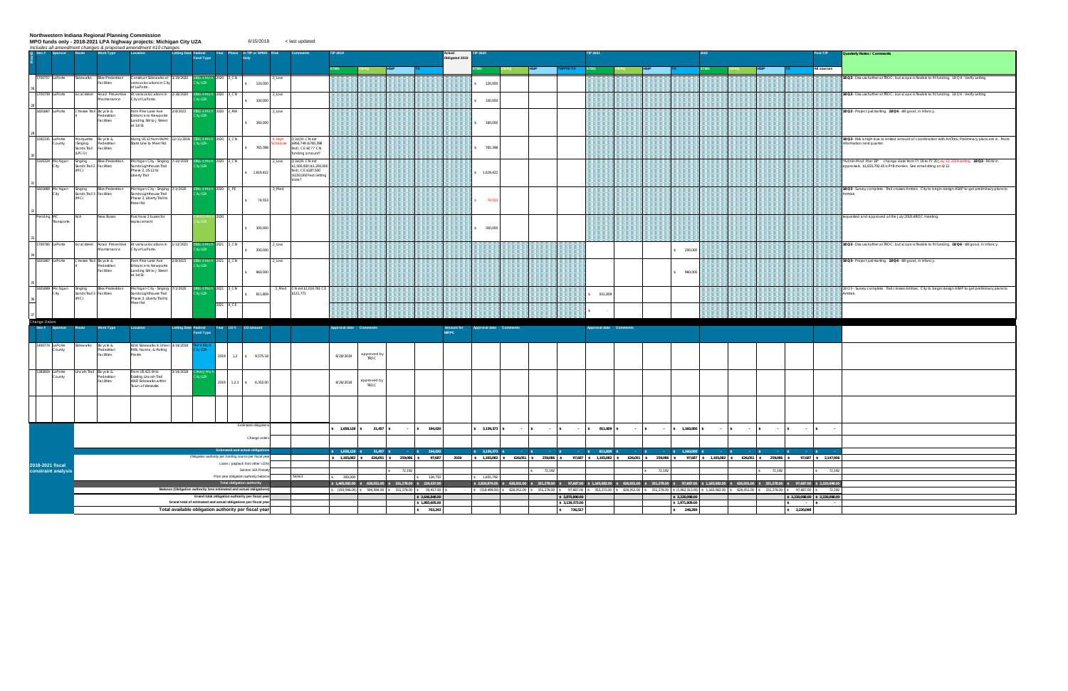# Northwestern Indiana Regional Planning Commission

**MPO funds only - 2018-2021 LPA highway projects: Michigan City UZA** 6/15/2018 < last updated

*includes all amendment changes & proposed amendment #10 changes*

| Row | Des # | Sponsor | Route | Work Type | Location | Letting Date | Federal Fund Type | Year | Phase | In TIP or SPMS Only | Risk | Comments | TIP 2019 STBG | TIP 2019 CMAQ | TIP 2019 HSIP | TIP 2019 TA | Actual Obligated 2019 | TIP 2020 STBG | TIP 2020 CMAQ | TIP 2020 HSIP | TIP 2020 TAP/TE-TA | TIP 2021 STBG | TIP 2021 CMAQ | TIP 2021 HSIP | TIP 2021 TA | 2022 STBG | 2022 CMAQ | 2022 HSIP | 2022 TA | Post-TIP All sources | Quarterly Notes / Comments |
|---|---|---|---|---|---|---|---|---|---|---|---|---|---|---|---|---|---|---|---|---|---|---|---|---|---|---|---|---|---|---|---|
| 26 | 1700757 | LaPorte | Sidewalks | Bike/Pedestrian Facilities | Construct Sidewalks at various locations in City of LaPorte. | 3/18/2020 | STBG Michigan City UZA | 2020 | 3_CN | $ 120,000 | 2_Low | | | | | | | $ 120,000 | | | | | | | | | | | | | 18 Q3 - Discuss further at TROC, but scope is flexible to fit funding. 18 Q4 - Verify letting |
| 28 | 1700759 | LaPorte | local street | Road Preventive Maintenance | At various locations in City of LaPorte. | 3/18/2020 | STBG Michigan City UZA | 2020 | 3_CN | $ 100,000 | 2_Low | | | | | | | $ 100,000 | | | | | | | | | | | | | 18 Q3 - Discuss further at TROC, but scope is flexible to fit funding. 18 Q4 - Verify letting |
| 29 | 1601867 | LaPorte | Chessie Trail II | Bicycle & Pedestrian Facilities | From Pine Lake Ave Entrance to Newporte Landing SW to J Street at 1st St. | 2/8/2021 | STBG Michigan City UZA | 2020 | 2_RW | $ 160,000 | 2_Low | | | | | | | $ 160,000 | | | | | | | | | | | | | 18 Q3 - Project just starting. 18 Q4 - still good, in infancy. |
| 30 | 1592335 | LaPorte County | Marquette / Singing Sands Trail (LPCO) | Bicycle & Pedestrian Facilities | Along US 12 from IN/MI State Line to Meer Rd | 12/11/2019 | STBG Michigan City UZA | 2020 | 3_CN | $ 765,398 | 4_High Schedule | D3L/R- CN est $956,749 ($765,398 fed); CE $0?? CN funding amount? | | | | | | $ 765,398 | | | | | | | | | | | | | 18 Q3 - Risk is high due to limited amount of coordination with AmTrak; Preliminary plans are in. More information next quarter. |
| 31 | 1500324 | Michigan City | Singing Sands Trail 2 (MC) | Bike/Pedestrian Facilities | Michigan City - Singing Sands Lighthouse Trail Phase 2, US 12 to Liberty Trail | 7/10/2019 | STBG Michigan City UZA | 2020 | 3_CN | $ 1,619,422 | 2_Low | D3L/R- CN est $1,500,000 ($1,200,000 fed); CE $187,500 ($150,000 Fed) letting date? | | | | | | $ 1,619,422 | | | | | | | | | | | | | *Admin Mod Mar 18* change date from FY 19 to FY 20 July 10, 2019 letting. 18 Q3 - ROW in appraisals. $1,655,792.43 is PYB monies. See email string on 6/12. |
| 32 | 1601889 | Michigan City | Singing Sands Trail 3 (MC) | Bike/Pedestrian Facilities | Michigan City - Singing Sands Lighthouse Trail Phase 3, Liberty Trail to Meer Rd | 7/1/2020 | STBG Michigan City UZA | 2020 | 1_PE | $ 74,553 | 3_Med | | | | | | | $ 74,553 | | | | | | | | | | | | | 18 Q3 - Survey complete. Trail crosses Amtrak. City to begin design ASAP to get preliminary plans to Amtrak. |
| 33 | Pending | MC Transporte | N/A | New Buses | Purchase 2 buses for replacement | | CMAQ Michigan City UZA | 2020 | | $ 300,000 | | | | | | | | $ 300,000 | | | | | | | | | | | | | Requested and approved at the July 2018 TROC meeting. |
| 34 | 1700760 | LaPorte | local street | Road Preventive Maintenance | At various locations in City of LaPorte. | 1/13/2021 | STBG Michigan City UZA | 2021 | 3_CN | $ 200,000 | 2_Low | | | | | | | | | | | | | | $ 200,000 | | | | | | 18 Q3 - Discuss further at TROC, but scope is flexible to fit funding. 18 Q4 - still good, in infancy. |
| 35 | 1601867 | LaPorte | Chessie Trail II | Bicycle & Pedestrian Facilities | From Pine Lake Ave Entrance to Newporte Landing SW to J Street at 1st St. | 2/8/2021 | STBG Michigan City UZA | 2021 | 3_CN | $ 960,000 | 2_Low | | | | | | | | | | | | | | $ 960,000 | | | | | | 18 Q3 - Project just starting. 18 Q4 - still good, in infancy. |
| 36 | 1601889 | Michigan City | Singing Sands Trail 3 (MC) | Bike/Pedestrian Facilities | Michigan City - Singing Sands Lighthouse Trail Phase 3, Liberty Trail to Meer Rd | 7/1/2020 | STBG Michigan City UZA | 2021 | 3_CN | $ 811,809 | 3_Med | CN est $1,014,761 CE $121,771 | | | | | | | | | | $ 811,809 | | | | | | | | | 18 Q3 - Survey complete. Trail crosses Amtrak. City to begin design ASAP to get preliminary plans to Amtrak. |
| 37 | | | | | | | | 2021 | 4_CE | | | | | | | | | | | | | $ - | | | | | | | | | |

## Change Orders

| Des # | Sponsor | Route | Work Type | Location | Letting Date | Federal Fund Type | Year | CO # | CO amount | | | 2019 Approval date | 2019 Comments | | | Amount for NIRPC | 2020 Approval date | 2020 Comments | | | 2021 Approval date | 2021 Comments |
|---|---|---|---|---|---|---|---|---|---|---|---|---|---|---|---|---|---|---|---|---|---|---|
| 1400774 | LaPorte County | Sidewalks | Bicycle & Pedestrian Facilities | ADA Sidewalks in Union Mills, Hanna, & Rolling Prairie | 3/14/2018 | TAP Michigan City UZA | 2019 | 1,2 | $ 9,575.18 | | | 8/28/2018 | approved by TROC | | | | | | | | | |
| 1382604 | LaPorte County | Lincoln Trail | Bicycle & Pedestrian Facilities | From US 421 W to Existing Lincoln Trail AND Sidewalks within Town of Westville | 3/14/2018 | CMAQ Michigan City UZA | 2019 | 1,2,3 | $ 6,352.00 | | | 8/28/2018 | approved by TROC | | | | | | | | | |

## 2018-2021 fiscal constraint analysis

| | 2019 STBG | 2019 CMAQ | 2019 HSIP | 2019 TA | Actual Obligated 2019 | 2020 STBG | 2020 CMAQ | 2020 HSIP | 2020 TAP/TE-TA | 2021 STBG | 2021 CMAQ | 2021 HSIP | 2021 TA | 2022 STBG | 2022 CMAQ | 2022 HSIP | 2022 TA | Post-TIP All sources |
|---|---|---|---|---|---|---|---|---|---|---|---|---|---|---|---|---|---|---|
| Estimated obligations | $ 1,658,128 | $ 31,457 | $ - | $ 194,020 | | $ 3,139,373 | $ - | $ - | $ - | $ 811,809 | $ - | $ - | $ 1,160,000 | $ - | $ - | $ - | $ - | $ - |
| Change orders | | | | | | | | | | | | | | | | | | |
| Estimated and actual obligations | $ 1,658,128 | $ 31,457 | $ - | $ 194,020 | | $ 3,139,373 | $ - | $ - | $ - | $ 811,809 | $ - | $ - | $ 1,160,000 | $ - | $ - | $ - | $ - | $ - |
| Obligation authority per funding source per fiscal year | $ 1,165,082 | $ 626,051 | $ 259,086 | $ 97,687 | 2019 | $ 1,165,082 | $ 626,051 | $ 259,086 | $ 97,687 | $ 1,165,082 | $ 626,051 | $ 259,086 | $ 97,687 | $ 1,165,082 | $ 626,051 | $ 259,086 | $ 97,687 | $ 2,147,906 |
| Loans / payback from other UZAs | | | | | | | | | | | | | | | | | | |
| Section 164 Penalty | | | $ 72,192 | | | | | $ 72,192 | | | | $ 72,192 | | | | $ 72,192 | | $ 72,192 |
| Prior year obligation authority balance (Note3) | $ 300,000 | | | $ 126,750 | | $ 1,655,792 | | | | | | | | | | | | |
| Total obligation authority | $ 1,465,082.00 | $ 626,051.00 | $ 331,278.00 | $ 224,437.00 | | $ 2,820,874.00 | $ 626,051.00 | $ 331,278.00 | $ 97,687.00 | $ 1,165,082.00 | $ 626,051.00 | $ 331,278.00 | $ 97,687.00 | $ 1,165,082.00 | $ 626,051.00 | $ 331,278.00 | $ 97,687.00 | $ 2,220,098.00 |
| Balance (Obligation authority less estimated and actual obligations) | $ (193,046.00) | $ 594,594.00 | $ 331,278.00 | $ 30,417.00 | $ - | $ (318,499.00) | $ 626,051.00 | $ 331,278.00 | $ 97,687.00 | $ 353,273.00 | $ 626,051.00 | $ 331,278.00 | $ (1,062,313.00) | $ 1,165,082.00 | $ 626,051.00 | $ 331,278.00 | $ 97,687.00 | $ 72,192 |
| Grand total obligation authority per fiscal year | | | | $ 2,646,848.00 | | | | | $ 3,875,890.00 | | | | $ 2,220,098.00 | | | | $ 2,220,098.00 | $ 2,220,098.00 |
| Grand total of estimated and actual obligations per fiscal year | | | | $ 1,883,605.00 | | | | | $ 3,139,373.00 | | | | $ 1,971,809.00 | | | | $ - | $ - |
| Total available obligation authority per fiscal year | | | | $ 763,243 | | | | | $ 736,517 | | | | $ 248,289 | | | | $ 2,220,098 | |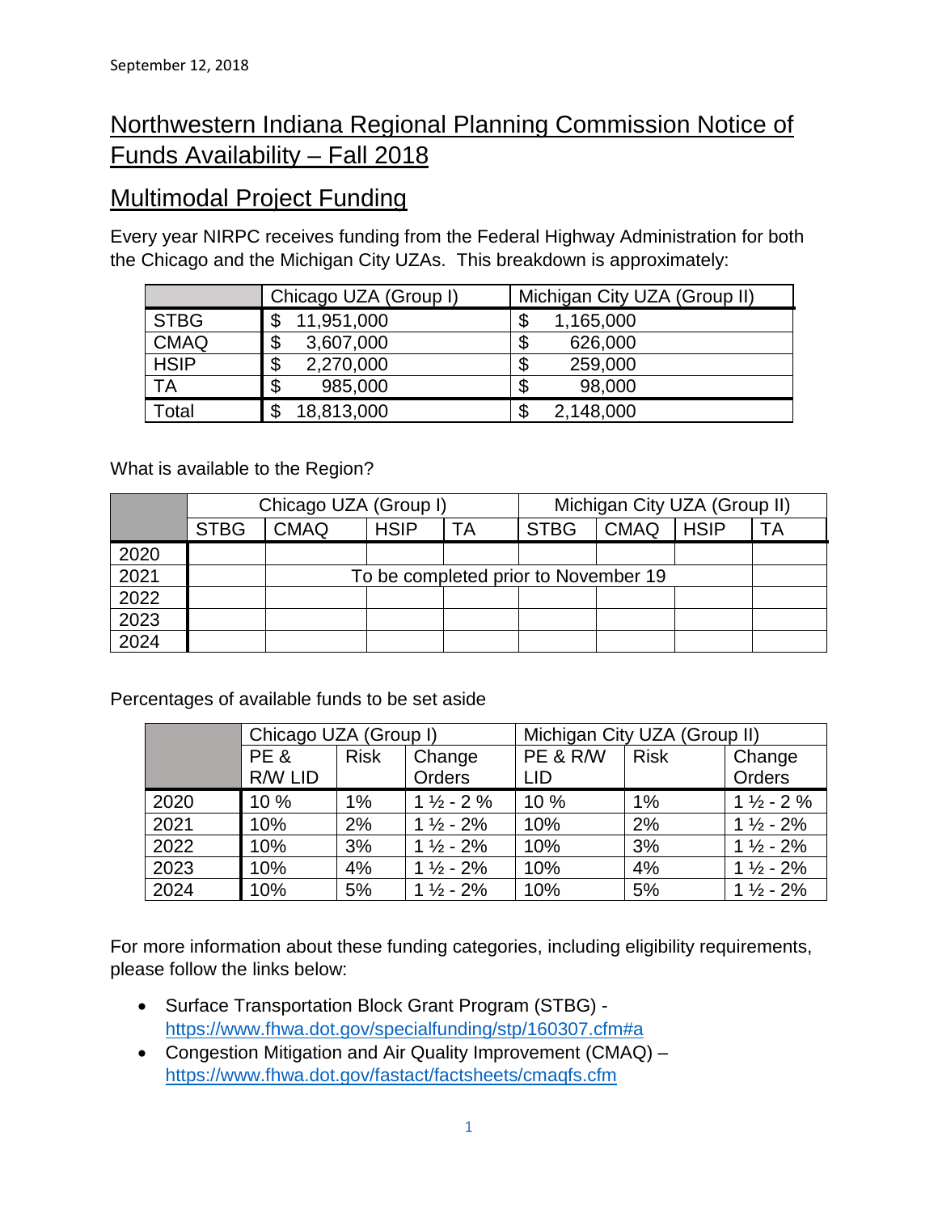September 12, 2018

# Northwestern Indiana Regional Planning Commission Notice of Funds Availability – Fall 2018

## Multimodal Project Funding

Every year NIRPC receives funding from the Federal Highway Administration for both the Chicago and the Michigan City UZAs. This breakdown is approximately:

| | Chicago UZA (Group I) | Michigan City UZA (Group II) |
|---|---|---|
| STBG | $ 11,951,000 | $ 1,165,000 |
| CMAQ | $ 3,607,000 | $ 626,000 |
| HSIP | $ 2,270,000 | $ 259,000 |
| TA | $ 985,000 | $ 98,000 |
| Total | $ 18,813,000 | $ 2,148,000 |

What is available to the Region?

| | Chicago UZA (Group I) | | | | Michigan City UZA (Group II) | | | |
|---|---|---|---|---|---|---|---|---|
| | STBG | CMAQ | HSIP | TA | STBG | CMAQ | HSIP | TA |
| 2020 | | | | | | | | |
| 2021 | | To be completed prior to November 19 | | | | | | |
| 2022 | | | | | | | | |
| 2023 | | | | | | | | |
| 2024 | | | | | | | | |

Percentages of available funds to be set aside

| | Chicago UZA (Group I) | | | Michigan City UZA (Group II) | | |
|---|---|---|---|---|---|---|
| | PE & R/W LID | Risk | Change Orders | PE & R/W LID | Risk | Change Orders |
| 2020 | 10 % | 1% | 1 ½ - 2 % | 10 % | 1% | 1 ½ - 2 % |
| 2021 | 10% | 2% | 1 ½ - 2% | 10% | 2% | 1 ½ - 2% |
| 2022 | 10% | 3% | 1 ½ - 2% | 10% | 3% | 1 ½ - 2% |
| 2023 | 10% | 4% | 1 ½ - 2% | 10% | 4% | 1 ½ - 2% |
| 2024 | 10% | 5% | 1 ½ - 2% | 10% | 5% | 1 ½ - 2% |

For more information about these funding categories, including eligibility requirements, please follow the links below:

- Surface Transportation Block Grant Program (STBG) - https://www.fhwa.dot.gov/specialfunding/stp/160307.cfm#a
- Congestion Mitigation and Air Quality Improvement (CMAQ) – https://www.fhwa.dot.gov/fastact/factsheets/cmaqfs.cfm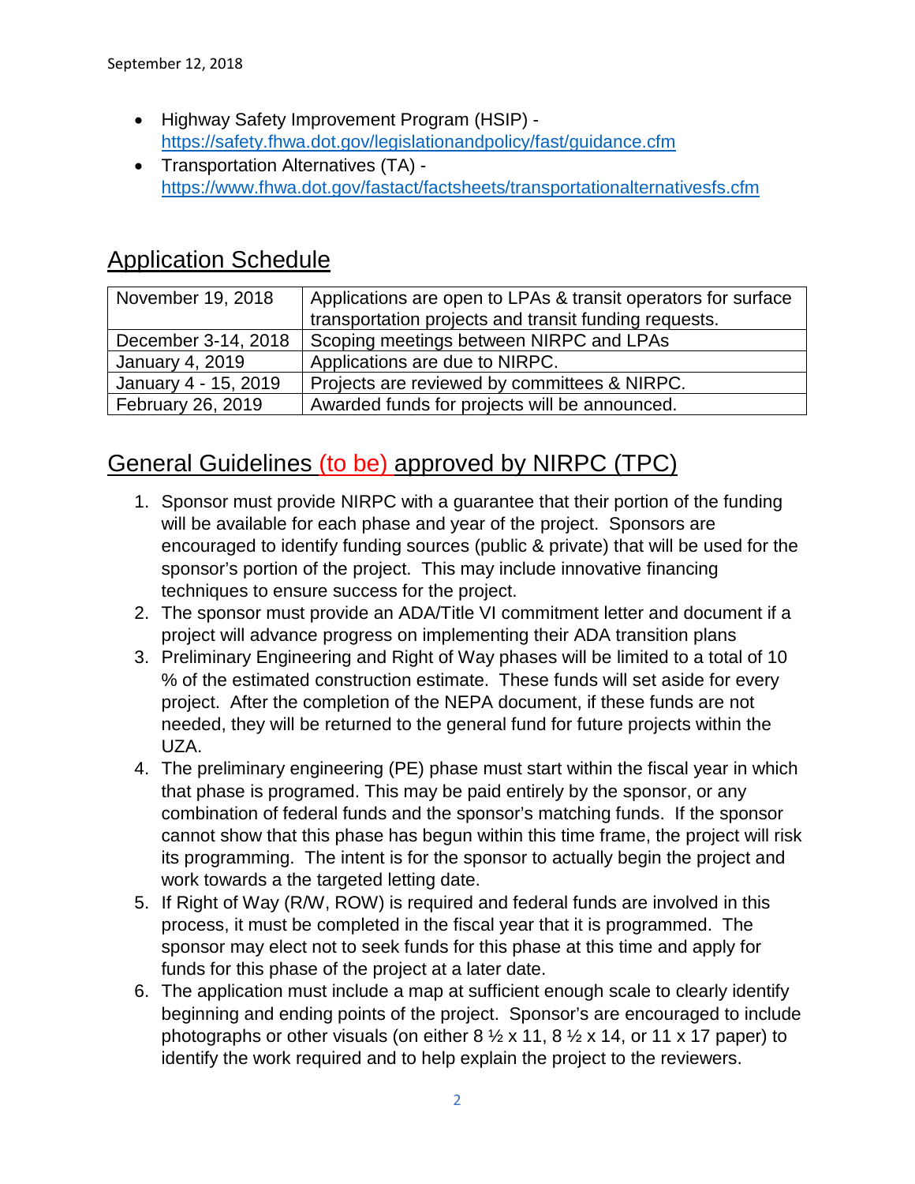- Highway Safety Improvement Program (HSIP) - https://safety.fhwa.dot.gov/legislationandpolicy/fast/guidance.cfm
- Transportation Alternatives (TA) - https://www.fhwa.dot.gov/fastact/factsheets/transportationalternativesfs.cfm

## Application Schedule

| | |
|---|---|
| November 19, 2018 | Applications are open to LPAs & transit operators for surface transportation projects and transit funding requests. |
| December 3-14, 2018 | Scoping meetings between NIRPC and LPAs |
| January 4, 2019 | Applications are due to NIRPC. |
| January 4 - 15, 2019 | Projects are reviewed by committees & NIRPC. |
| February 26, 2019 | Awarded funds for projects will be announced. |

## General Guidelines (to be) approved by NIRPC (TPC)

1. Sponsor must provide NIRPC with a guarantee that their portion of the funding will be available for each phase and year of the project. Sponsors are encouraged to identify funding sources (public & private) that will be used for the sponsor's portion of the project. This may include innovative financing techniques to ensure success for the project.
2. The sponsor must provide an ADA/Title VI commitment letter and document if a project will advance progress on implementing their ADA transition plans
3. Preliminary Engineering and Right of Way phases will be limited to a total of 10 % of the estimated construction estimate. These funds will set aside for every project. After the completion of the NEPA document, if these funds are not needed, they will be returned to the general fund for future projects within the UZA.
4. The preliminary engineering (PE) phase must start within the fiscal year in which that phase is programed. This may be paid entirely by the sponsor, or any combination of federal funds and the sponsor's matching funds. If the sponsor cannot show that this phase has begun within this time frame, the project will risk its programming. The intent is for the sponsor to actually begin the project and work towards a the targeted letting date.
5. If Right of Way (R/W, ROW) is required and federal funds are involved in this process, it must be completed in the fiscal year that it is programmed. The sponsor may elect not to seek funds for this phase at this time and apply for funds for this phase of the project at a later date.
6. The application must include a map at sufficient enough scale to clearly identify beginning and ending points of the project. Sponsor's are encouraged to include photographs or other visuals (on either 8 ½ x 11, 8 ½ x 14, or 11 x 17 paper) to identify the work required and to help explain the project to the reviewers.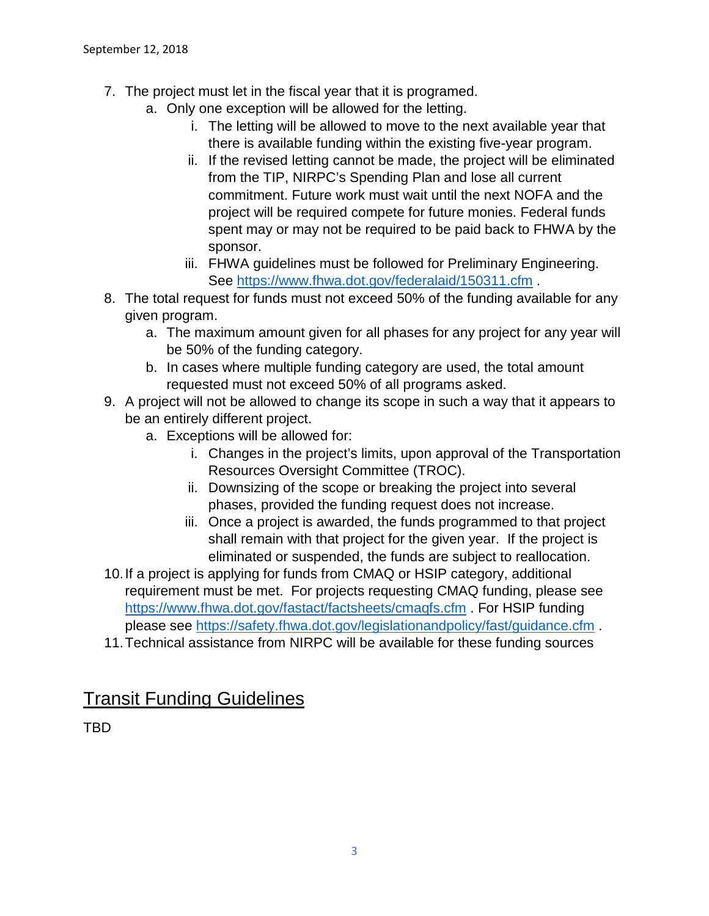7. The project must let in the fiscal year that it is programed.
    a. Only one exception will be allowed for the letting.
        i. The letting will be allowed to move to the next available year that there is available funding within the existing five-year program.
        ii. If the revised letting cannot be made, the project will be eliminated from the TIP, NIRPC's Spending Plan and lose all current commitment. Future work must wait until the next NOFA and the project will be required compete for future monies. Federal funds spent may or may not be required to be paid back to FHWA by the sponsor.
        iii. FHWA guidelines must be followed for Preliminary Engineering. See https://www.fhwa.dot.gov/federalaid/150311.cfm .
8. The total request for funds must not exceed 50% of the funding available for any given program.
    a. The maximum amount given for all phases for any project for any year will be 50% of the funding category.
    b. In cases where multiple funding category are used, the total amount requested must not exceed 50% of all programs asked.
9. A project will not be allowed to change its scope in such a way that it appears to be an entirely different project.
    a. Exceptions will be allowed for:
        i. Changes in the project's limits, upon approval of the Transportation Resources Oversight Committee (TROC).
        ii. Downsizing of the scope or breaking the project into several phases, provided the funding request does not increase.
        iii. Once a project is awarded, the funds programmed to that project shall remain with that project for the given year. If the project is eliminated or suspended, the funds are subject to reallocation.
10. If a project is applying for funds from CMAQ or HSIP category, additional requirement must be met. For projects requesting CMAQ funding, please see https://www.fhwa.dot.gov/fastact/factsheets/cmaqfs.cfm . For HSIP funding please see https://safety.fhwa.dot.gov/legislationandpolicy/fast/guidance.cfm .
11. Technical assistance from NIRPC will be available for these funding sources

## Transit Funding Guidelines

TBD